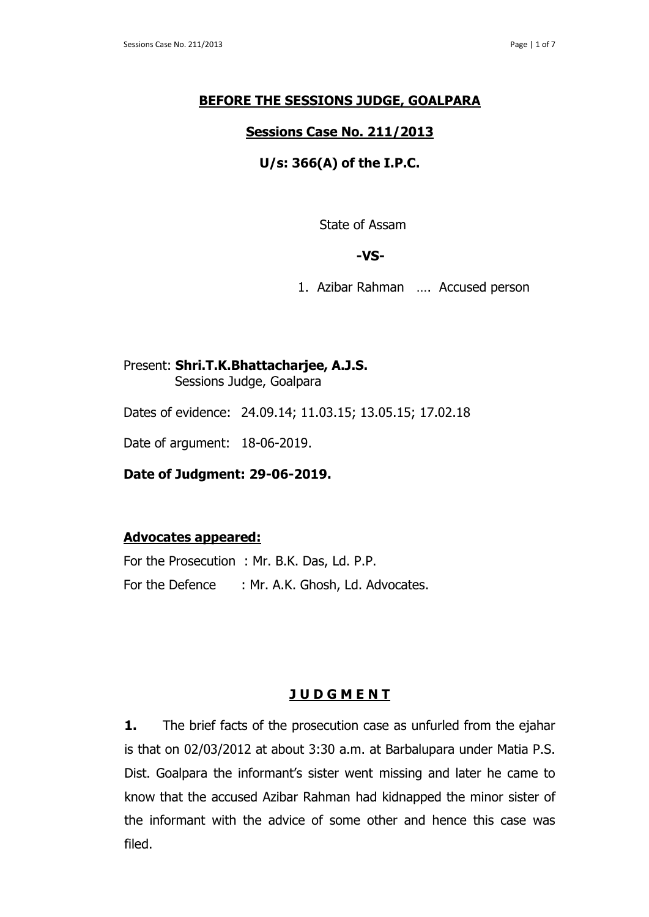## BEFORE THE SESSIONS JUDGE, GOALPARA

## Sessions Case No. 211/2013

### U/s: 366(A) of the I.P.C.

State of Assam

**-VS-**

1. Azibar Rahman …. Accused person

Present: **Shri.T.K.Bhattacharjee, A.J.S.**
Sessions Judge, Goalpara

Dates of evidence: 24.09.14; 11.03.15; 13.05.15; 17.02.18

Date of argument: 18-06-2019.

**Date of Judgment: 29-06-2019.**

**Advocates appeared:**

For the Prosecution : Mr. B.K. Das, Ld. P.P.

For the Defence : Mr. A.K. Ghosh, Ld. Advocates.

## J U D G M E N T

**1.** The brief facts of the prosecution case as unfurled from the ejahar is that on 02/03/2012 at about 3:30 a.m. at Barbalupara under Matia P.S. Dist. Goalpara the informant's sister went missing and later he came to know that the accused Azibar Rahman had kidnapped the minor sister of the informant with the advice of some other and hence this case was filed.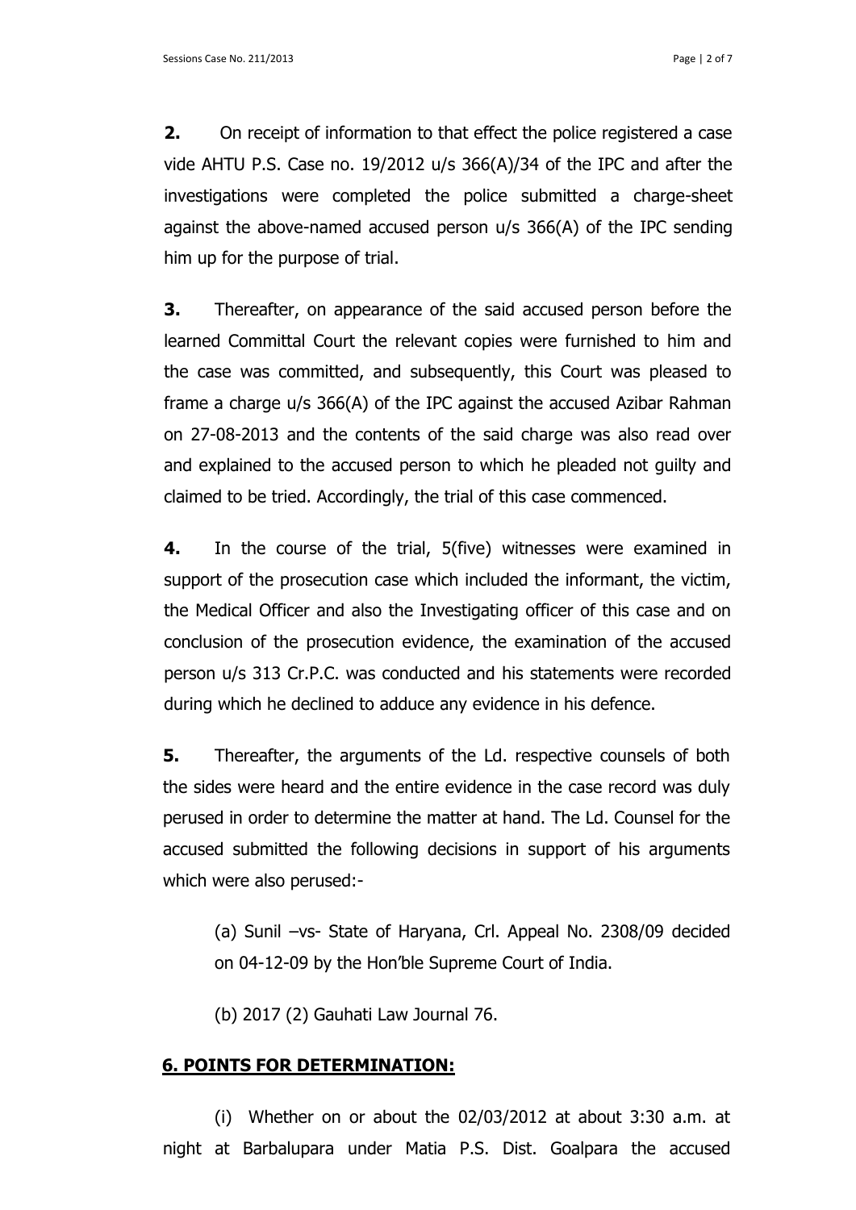**2.** On receipt of information to that effect the police registered a case vide AHTU P.S. Case no. 19/2012 u/s 366(A)/34 of the IPC and after the investigations were completed the police submitted a charge-sheet against the above-named accused person u/s 366(A) of the IPC sending him up for the purpose of trial.

**3.** Thereafter, on appearance of the said accused person before the learned Committal Court the relevant copies were furnished to him and the case was committed, and subsequently, this Court was pleased to frame a charge u/s 366(A) of the IPC against the accused Azibar Rahman on 27-08-2013 and the contents of the said charge was also read over and explained to the accused person to which he pleaded not guilty and claimed to be tried. Accordingly, the trial of this case commenced.

**4.** In the course of the trial, 5(five) witnesses were examined in support of the prosecution case which included the informant, the victim, the Medical Officer and also the Investigating officer of this case and on conclusion of the prosecution evidence, the examination of the accused person u/s 313 Cr.P.C. was conducted and his statements were recorded during which he declined to adduce any evidence in his defence.

**5.** Thereafter, the arguments of the Ld. respective counsels of both the sides were heard and the entire evidence in the case record was duly perused in order to determine the matter at hand. The Ld. Counsel for the accused submitted the following decisions in support of his arguments which were also perused:-

(a) Sunil –vs- State of Haryana, Crl. Appeal No. 2308/09 decided on 04-12-09 by the Hon'ble Supreme Court of India.

(b) 2017 (2) Gauhati Law Journal 76.

## 6. POINTS FOR DETERMINATION:

(i) Whether on or about the 02/03/2012 at about 3:30 a.m. at night at Barbalupara under Matia P.S. Dist. Goalpara the accused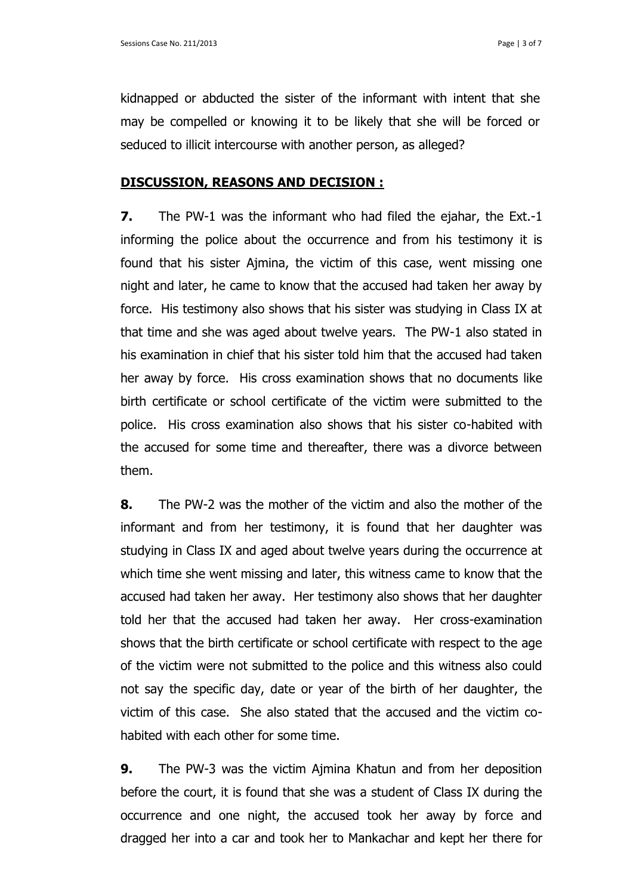kidnapped or abducted the sister of the informant with intent that she may be compelled or knowing it to be likely that she will be forced or seduced to illicit intercourse with another person, as alleged?

## DISCUSSION, REASONS AND DECISION :

**7.** The PW-1 was the informant who had filed the ejahar, the Ext.-1 informing the police about the occurrence and from his testimony it is found that his sister Ajmina, the victim of this case, went missing one night and later, he came to know that the accused had taken her away by force. His testimony also shows that his sister was studying in Class IX at that time and she was aged about twelve years. The PW-1 also stated in his examination in chief that his sister told him that the accused had taken her away by force. His cross examination shows that no documents like birth certificate or school certificate of the victim were submitted to the police. His cross examination also shows that his sister co-habited with the accused for some time and thereafter, there was a divorce between them.

**8.** The PW-2 was the mother of the victim and also the mother of the informant and from her testimony, it is found that her daughter was studying in Class IX and aged about twelve years during the occurrence at which time she went missing and later, this witness came to know that the accused had taken her away. Her testimony also shows that her daughter told her that the accused had taken her away. Her cross-examination shows that the birth certificate or school certificate with respect to the age of the victim were not submitted to the police and this witness also could not say the specific day, date or year of the birth of her daughter, the victim of this case. She also stated that the accused and the victim co-habited with each other for some time.

**9.** The PW-3 was the victim Ajmina Khatun and from her deposition before the court, it is found that she was a student of Class IX during the occurrence and one night, the accused took her away by force and dragged her into a car and took her to Mankachar and kept her there for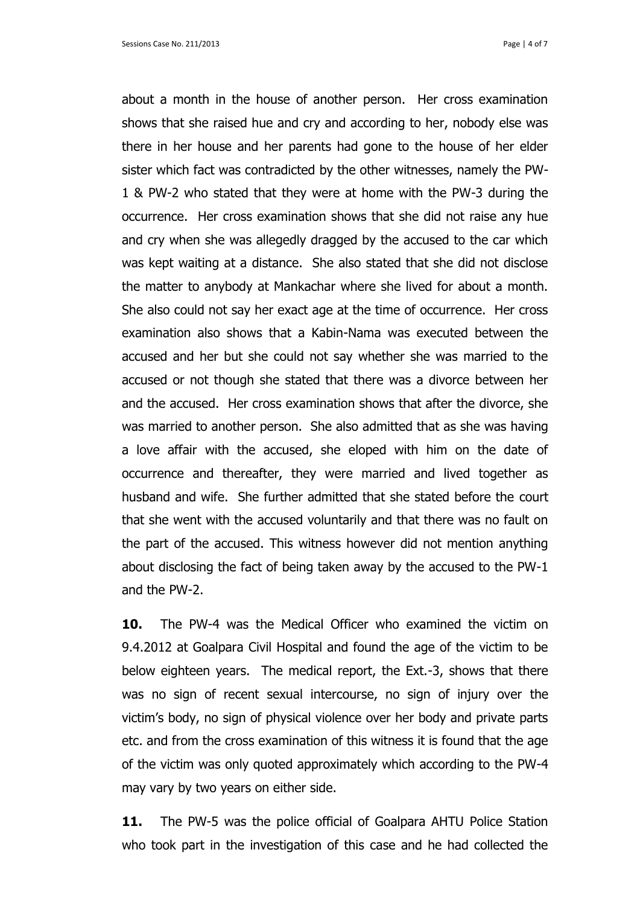about a month in the house of another person. Her cross examination shows that she raised hue and cry and according to her, nobody else was there in her house and her parents had gone to the house of her elder sister which fact was contradicted by the other witnesses, namely the PW-1 & PW-2 who stated that they were at home with the PW-3 during the occurrence. Her cross examination shows that she did not raise any hue and cry when she was allegedly dragged by the accused to the car which was kept waiting at a distance. She also stated that she did not disclose the matter to anybody at Mankachar where she lived for about a month. She also could not say her exact age at the time of occurrence. Her cross examination also shows that a Kabin-Nama was executed between the accused and her but she could not say whether she was married to the accused or not though she stated that there was a divorce between her and the accused. Her cross examination shows that after the divorce, she was married to another person. She also admitted that as she was having a love affair with the accused, she eloped with him on the date of occurrence and thereafter, they were married and lived together as husband and wife. She further admitted that she stated before the court that she went with the accused voluntarily and that there was no fault on the part of the accused. This witness however did not mention anything about disclosing the fact of being taken away by the accused to the PW-1 and the PW-2.

**10.** The PW-4 was the Medical Officer who examined the victim on 9.4.2012 at Goalpara Civil Hospital and found the age of the victim to be below eighteen years. The medical report, the Ext.-3, shows that there was no sign of recent sexual intercourse, no sign of injury over the victim's body, no sign of physical violence over her body and private parts etc. and from the cross examination of this witness it is found that the age of the victim was only quoted approximately which according to the PW-4 may vary by two years on either side.

**11.** The PW-5 was the police official of Goalpara AHTU Police Station who took part in the investigation of this case and he had collected the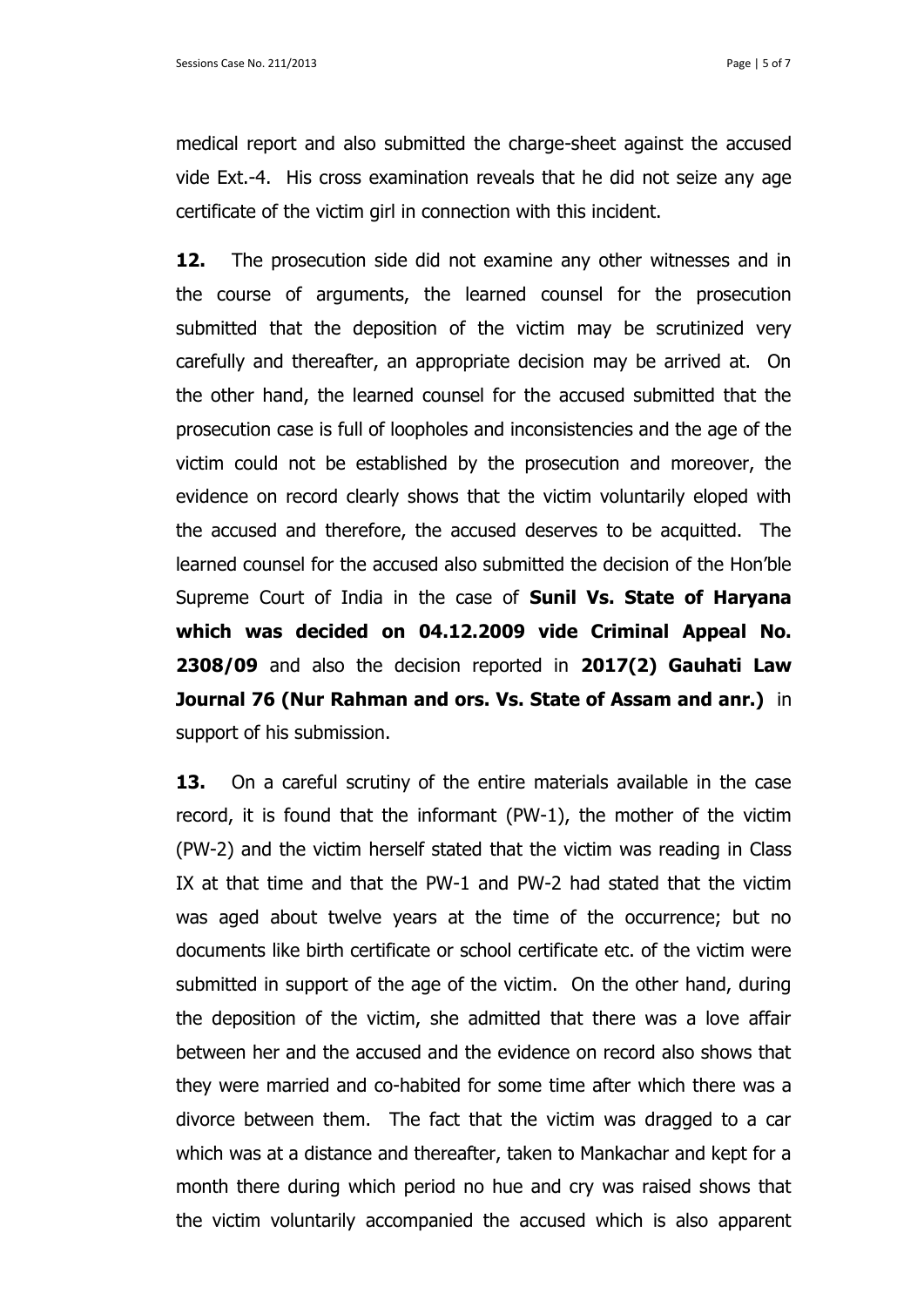medical report and also submitted the charge-sheet against the accused vide Ext.-4. His cross examination reveals that he did not seize any age certificate of the victim girl in connection with this incident.

**12.** The prosecution side did not examine any other witnesses and in the course of arguments, the learned counsel for the prosecution submitted that the deposition of the victim may be scrutinized very carefully and thereafter, an appropriate decision may be arrived at. On the other hand, the learned counsel for the accused submitted that the prosecution case is full of loopholes and inconsistencies and the age of the victim could not be established by the prosecution and moreover, the evidence on record clearly shows that the victim voluntarily eloped with the accused and therefore, the accused deserves to be acquitted. The learned counsel for the accused also submitted the decision of the Hon'ble Supreme Court of India in the case of **Sunil Vs. State of Haryana which was decided on 04.12.2009 vide Criminal Appeal No. 2308/09** and also the decision reported in **2017(2) Gauhati Law Journal 76 (Nur Rahman and ors. Vs. State of Assam and anr.)** in support of his submission.

**13.** On a careful scrutiny of the entire materials available in the case record, it is found that the informant (PW-1), the mother of the victim (PW-2) and the victim herself stated that the victim was reading in Class IX at that time and that the PW-1 and PW-2 had stated that the victim was aged about twelve years at the time of the occurrence; but no documents like birth certificate or school certificate etc. of the victim were submitted in support of the age of the victim. On the other hand, during the deposition of the victim, she admitted that there was a love affair between her and the accused and the evidence on record also shows that they were married and co-habited for some time after which there was a divorce between them. The fact that the victim was dragged to a car which was at a distance and thereafter, taken to Mankachar and kept for a month there during which period no hue and cry was raised shows that the victim voluntarily accompanied the accused which is also apparent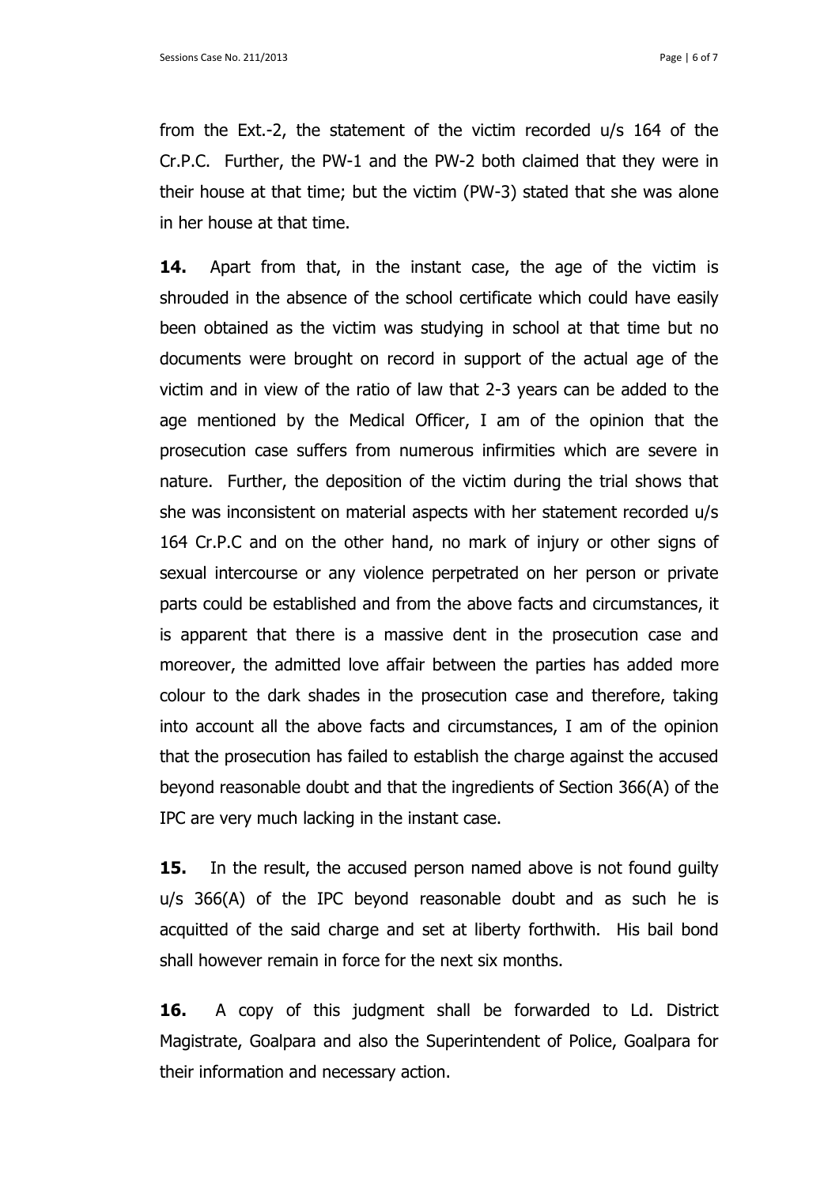from the Ext.-2, the statement of the victim recorded u/s 164 of the Cr.P.C. Further, the PW-1 and the PW-2 both claimed that they were in their house at that time; but the victim (PW-3) stated that she was alone in her house at that time.

**14.** Apart from that, in the instant case, the age of the victim is shrouded in the absence of the school certificate which could have easily been obtained as the victim was studying in school at that time but no documents were brought on record in support of the actual age of the victim and in view of the ratio of law that 2-3 years can be added to the age mentioned by the Medical Officer, I am of the opinion that the prosecution case suffers from numerous infirmities which are severe in nature. Further, the deposition of the victim during the trial shows that she was inconsistent on material aspects with her statement recorded u/s 164 Cr.P.C and on the other hand, no mark of injury or other signs of sexual intercourse or any violence perpetrated on her person or private parts could be established and from the above facts and circumstances, it is apparent that there is a massive dent in the prosecution case and moreover, the admitted love affair between the parties has added more colour to the dark shades in the prosecution case and therefore, taking into account all the above facts and circumstances, I am of the opinion that the prosecution has failed to establish the charge against the accused beyond reasonable doubt and that the ingredients of Section 366(A) of the IPC are very much lacking in the instant case.

**15.** In the result, the accused person named above is not found guilty u/s 366(A) of the IPC beyond reasonable doubt and as such he is acquitted of the said charge and set at liberty forthwith. His bail bond shall however remain in force for the next six months.

**16.** A copy of this judgment shall be forwarded to Ld. District Magistrate, Goalpara and also the Superintendent of Police, Goalpara for their information and necessary action.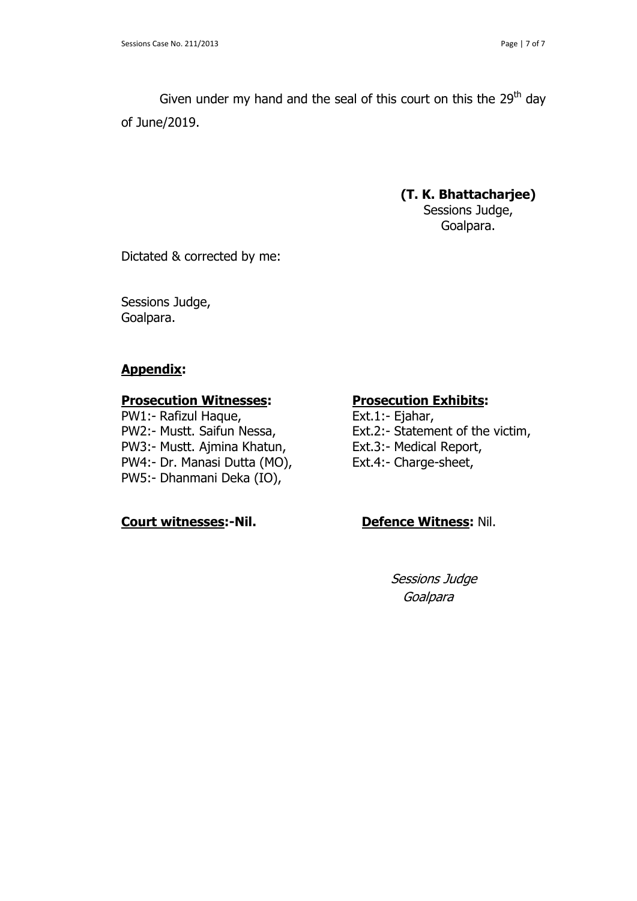Given under my hand and the seal of this court on this the 29th day of June/2019.

**(T. K. Bhattacharjee)**
Sessions Judge,
Goalpara.

Dictated & corrected by me:

Sessions Judge,
Goalpara.

**<u>Appendix</u>:**

**<u>Prosecution Witnesses</u>:**

PW1:- Rafizul Haque,
PW2:- Mustt. Saifun Nessa,
PW3:- Mustt. Ajmina Khatun,
PW4:- Dr. Manasi Dutta (MO),
PW5:- Dhanmani Deka (IO),

**<u>Prosecution Exhibits</u>:**

Ext.1:- Ejahar,
Ext.2:- Statement of the victim,
Ext.3:- Medical Report,
Ext.4:- Charge-sheet,

**<u>Court witnesses</u>:-Nil.**

**<u>Defence Witness</u>:** Nil.

*Sessions Judge*
*Goalpara*